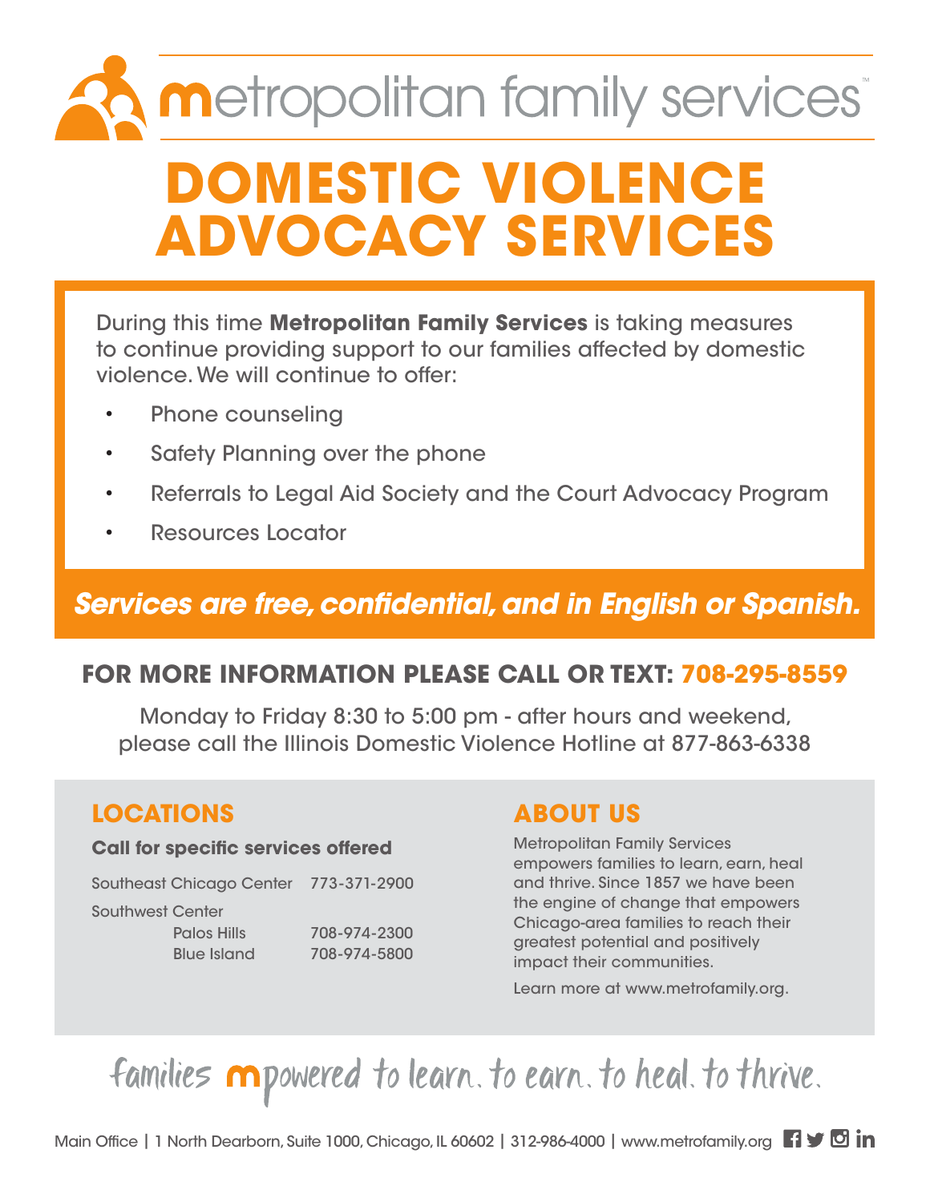metropolitan family services™

# DOMESTIC VIOLENCE ADVOCACY SERVICES

During this time **Metropolitan Family Services** is taking measures to continue providing support to our families affected by domestic violence. We will continue to offer:

- Phone counseling
- Safety Planning over the phone
- Referrals to Legal Aid Society and the Court Advocacy Program
- Resources Locator

***Services are free, confidential, and in English or Spanish.***

## FOR MORE INFORMATION PLEASE CALL OR TEXT: 708-295-8559

Monday to Friday 8:30 to 5:00 pm - after hours and weekend, please call the Illinois Domestic Violence Hotline at 877-863-6338

## LOCATIONS

**Call for specific services offered**

| | |
|---|---|
| Southeast Chicago Center | 773-371-2900 |
| Southwest Center | |
| Palos Hills | 708-974-2300 |
| Blue Island | 708-974-5800 |

## ABOUT US

Metropolitan Family Services empowers families to learn, earn, heal and thrive. Since 1857 we have been the engine of change that empowers Chicago-area families to reach their greatest potential and positively impact their communities.

Learn more at www.metrofamily.org.

families mpowered to learn. to earn. to heal. to thrive.

Main Office | 1 North Dearborn, Suite 1000, Chicago, IL 60602 | 312-986-4000 | www.metrofamily.org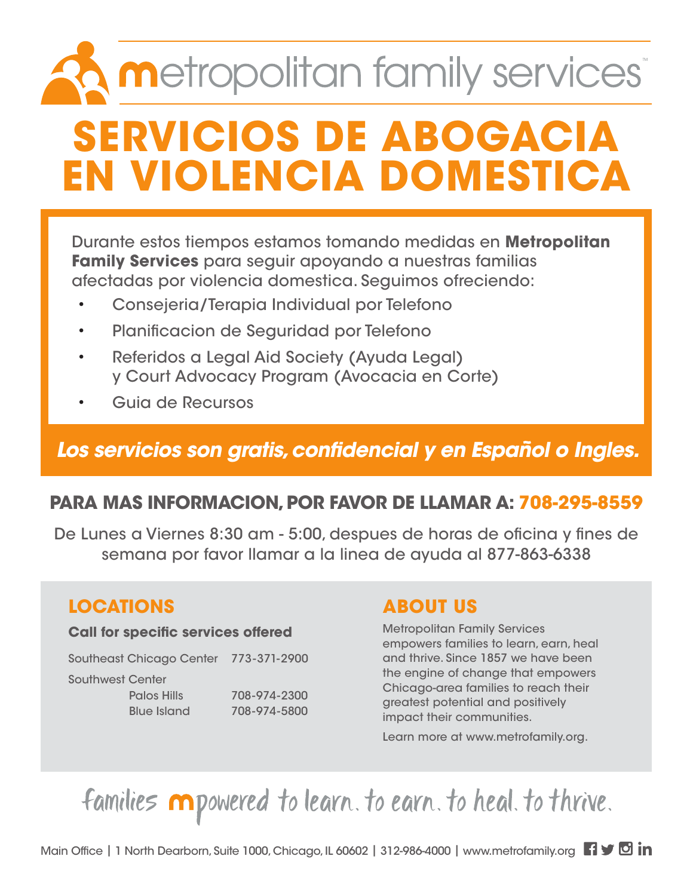metropolitan family services™

# SERVICIOS DE ABOGACIA EN VIOLENCIA DOMESTICA

Durante estos tiempos estamos tomando medidas en **Metropolitan Family Services** para seguir apoyando a nuestras familias afectadas por violencia domestica. Seguimos ofreciendo:

- Consejeria/Terapia Individual por Telefono
- Planificacion de Seguridad por Telefono
- Referidos a Legal Aid Society (Ayuda Legal) y Court Advocacy Program (Avocacia en Corte)
- Guia de Recursos

***Los servicios son gratis, confidencial y en Español o Ingles.***

## PARA MAS INFORMACION, POR FAVOR DE LLAMAR A: 708-295-8559

De Lunes a Viernes 8:30 am - 5:00, despues de horas de oficina y fines de semana por favor llamar a la linea de ayuda al 877-863-6338

## LOCATIONS

**Call for specific services offered**

| | |
|---|---|
| Southeast Chicago Center | 773-371-2900 |
| Southwest Center | |
| Palos Hills | 708-974-2300 |
| Blue Island | 708-974-5800 |

## ABOUT US

Metropolitan Family Services empowers families to learn, earn, heal and thrive. Since 1857 we have been the engine of change that empowers Chicago-area families to reach their greatest potential and positively impact their communities.

Learn more at www.metrofamily.org.

families mpowered to learn. to earn. to heal. to thrive.

Main Office | 1 North Dearborn, Suite 1000, Chicago, IL 60602 | 312-986-4000 | www.metrofamily.org